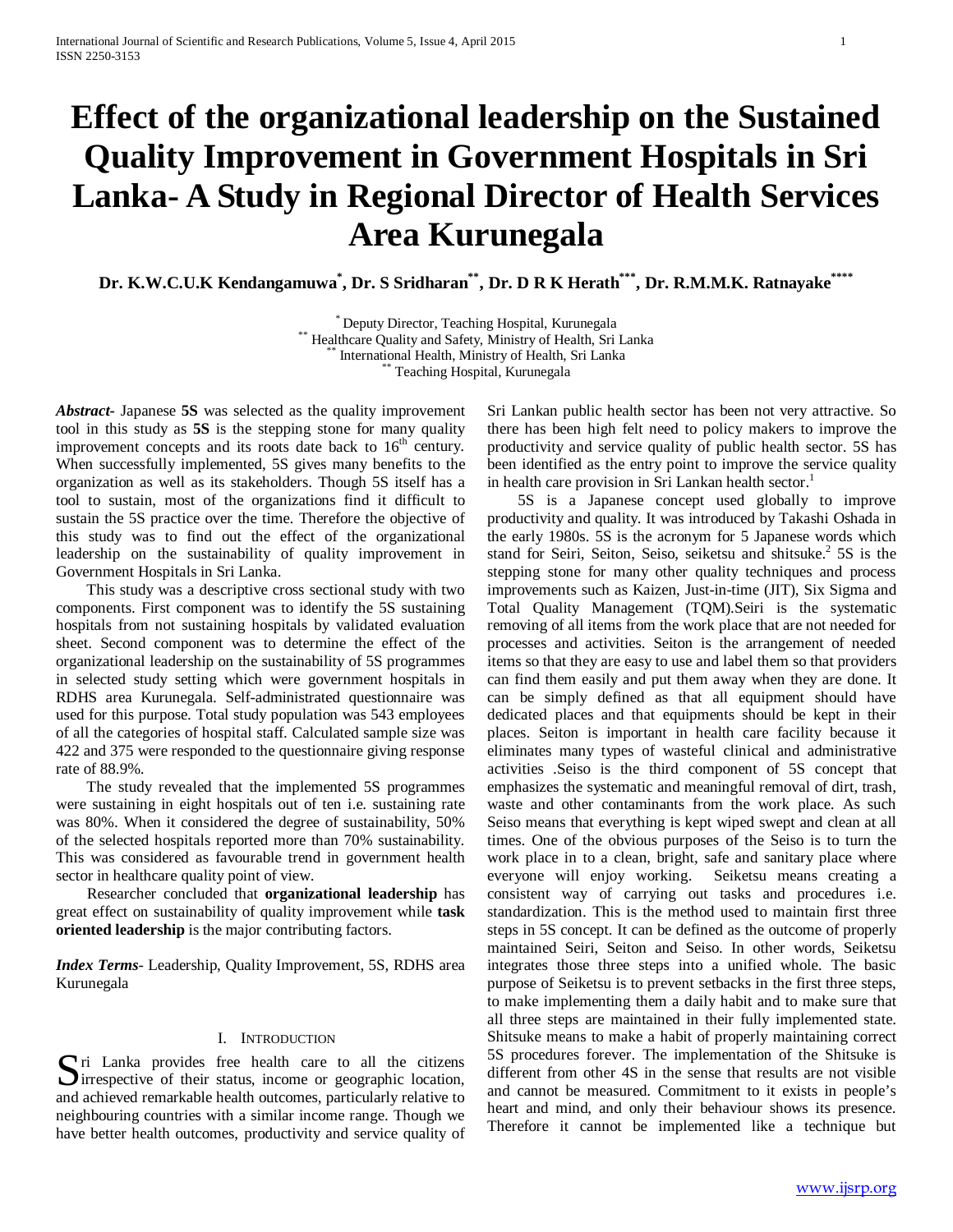# Effect of the organizational leadership on the Sustained Quality Improvement in Government Hospitals in Sri Lanka- A Study in Regional Director of Health Services Area Kurunegala

**Dr. K.W.C.U.K Kendangamuwa[*], Dr. S Sridharan[**], Dr. D R K Herath[***], Dr. R.M.M.K. Ratnayake[****]**

[*] Deputy Director, Teaching Hospital, Kurunegala
[**] Healthcare Quality and Safety, Ministry of Health, Sri Lanka
[**] International Health, Ministry of Health, Sri Lanka
[**] Teaching Hospital, Kurunegala

***Abstract***- Japanese **5S** was selected as the quality improvement tool in this study as **5S** is the stepping stone for many quality improvement concepts and its roots date back to 16th century. When successfully implemented, 5S gives many benefits to the organization as well as its stakeholders. Though 5S itself has a tool to sustain, most of the organizations find it difficult to sustain the 5S practice over the time. Therefore the objective of this study was to find out the effect of the organizational leadership on the sustainability of quality improvement in Government Hospitals in Sri Lanka.

This study was a descriptive cross sectional study with two components. First component was to identify the 5S sustaining hospitals from not sustaining hospitals by validated evaluation sheet. Second component was to determine the effect of the organizational leadership on the sustainability of 5S programmes in selected study setting which were government hospitals in RDHS area Kurunegala. Self-administrated questionnaire was used for this purpose. Total study population was 543 employees of all the categories of hospital staff. Calculated sample size was 422 and 375 were responded to the questionnaire giving response rate of 88.9%.

The study revealed that the implemented 5S programmes were sustaining in eight hospitals out of ten i.e. sustaining rate was 80%. When it considered the degree of sustainability, 50% of the selected hospitals reported more than 70% sustainability. This was considered as favourable trend in government health sector in healthcare quality point of view.

Researcher concluded that **organizational leadership** has great effect on sustainability of quality improvement while **task oriented leadership** is the major contributing factors.

***Index Terms***- Leadership, Quality Improvement, 5S, RDHS area Kurunegala

## I. Introduction

Sri Lanka provides free health care to all the citizens irrespective of their status, income or geographic location, and achieved remarkable health outcomes, particularly relative to neighbouring countries with a similar income range. Though we have better health outcomes, productivity and service quality of Sri Lankan public health sector has been not very attractive. So there has been high felt need to policy makers to improve the productivity and service quality of public health sector. 5S has been identified as the entry point to improve the service quality in health care provision in Sri Lankan health sector.[1]

5S is a Japanese concept used globally to improve productivity and quality. It was introduced by Takashi Oshada in the early 1980s. 5S is the acronym for 5 Japanese words which stand for Seiri, Seiton, Seiso, seiketsu and shitsuke.[2] 5S is the stepping stone for many other quality techniques and process improvements such as Kaizen, Just-in-time (JIT), Six Sigma and Total Quality Management (TQM).Seiri is the systematic removing of all items from the work place that are not needed for processes and activities. Seiton is the arrangement of needed items so that they are easy to use and label them so that providers can find them easily and put them away when they are done. It can be simply defined as that all equipment should have dedicated places and that equipments should be kept in their places. Seiton is important in health care facility because it eliminates many types of wasteful clinical and administrative activities .Seiso is the third component of 5S concept that emphasizes the systematic and meaningful removal of dirt, trash, waste and other contaminants from the work place. As such Seiso means that everything is kept wiped swept and clean at all times. One of the obvious purposes of the Seiso is to turn the work place in to a clean, bright, safe and sanitary place where everyone will enjoy working. Seiketsu means creating a consistent way of carrying out tasks and procedures i.e. standardization. This is the method used to maintain first three steps in 5S concept. It can be defined as the outcome of properly maintained Seiri, Seiton and Seiso. In other words, Seiketsu integrates those three steps into a unified whole. The basic purpose of Seiketsu is to prevent setbacks in the first three steps, to make implementing them a daily habit and to make sure that all three steps are maintained in their fully implemented state. Shitsuke means to make a habit of properly maintaining correct 5S procedures forever. The implementation of the Shitsuke is different from other 4S in the sense that results are not visible and cannot be measured. Commitment to it exists in people's heart and mind, and only their behaviour shows its presence. Therefore it cannot be implemented like a technique but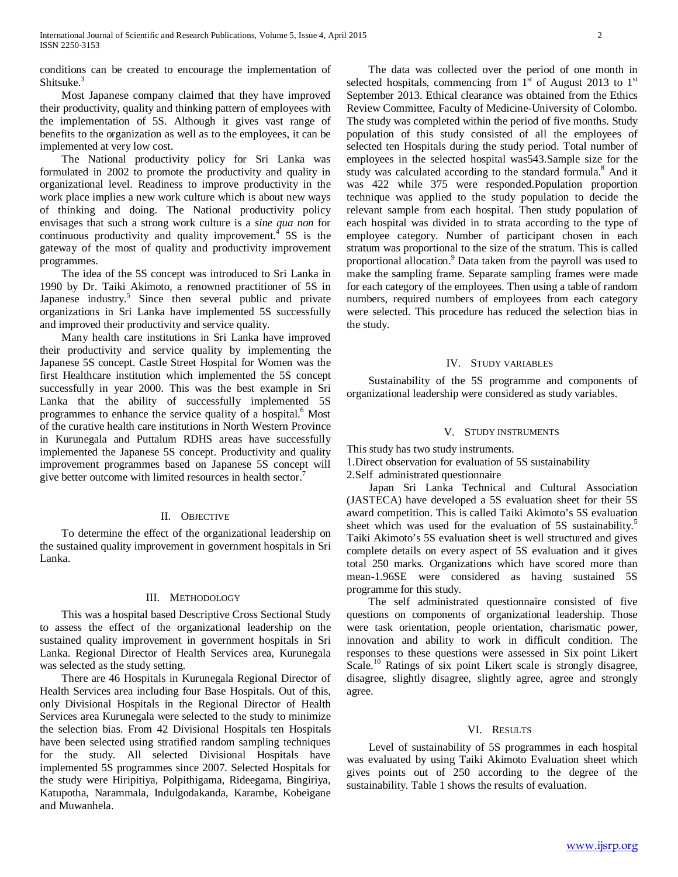conditions can be created to encourage the implementation of Shitsuke.[3]

Most Japanese company claimed that they have improved their productivity, quality and thinking pattern of employees with the implementation of 5S. Although it gives vast range of benefits to the organization as well as to the employees, it can be implemented at very low cost.

The National productivity policy for Sri Lanka was formulated in 2002 to promote the productivity and quality in organizational level. Readiness to improve productivity in the work place implies a new work culture which is about new ways of thinking and doing. The National productivity policy envisages that such a strong work culture is a *sine qua non* for continuous productivity and quality improvement.[4] 5S is the gateway of the most of quality and productivity improvement programmes.

The idea of the 5S concept was introduced to Sri Lanka in 1990 by Dr. Taiki Akimoto, a renowned practitioner of 5S in Japanese industry.[5] Since then several public and private organizations in Sri Lanka have implemented 5S successfully and improved their productivity and service quality.

Many health care institutions in Sri Lanka have improved their productivity and service quality by implementing the Japanese 5S concept. Castle Street Hospital for Women was the first Healthcare institution which implemented the 5S concept successfully in year 2000. This was the best example in Sri Lanka that the ability of successfully implemented 5S programmes to enhance the service quality of a hospital.[6] Most of the curative health care institutions in North Western Province in Kurunegala and Puttalum RDHS areas have successfully implemented the Japanese 5S concept. Productivity and quality improvement programmes based on Japanese 5S concept will give better outcome with limited resources in health sector.[7]

## II. Objective

To determine the effect of the organizational leadership on the sustained quality improvement in government hospitals in Sri Lanka.

## III. Methodology

This was a hospital based Descriptive Cross Sectional Study to assess the effect of the organizational leadership on the sustained quality improvement in government hospitals in Sri Lanka. Regional Director of Health Services area, Kurunegala was selected as the study setting.

There are 46 Hospitals in Kurunegala Regional Director of Health Services area including four Base Hospitals. Out of this, only Divisional Hospitals in the Regional Director of Health Services area Kurunegala were selected to the study to minimize the selection bias. From 42 Divisional Hospitals ten Hospitals have been selected using stratified random sampling techniques for the study. All selected Divisional Hospitals have implemented 5S programmes since 2007. Selected Hospitals for the study were Hiripitiya, Polpithigama, Rideegama, Bingiriya, Katupotha, Narammala, Indulgodakanda, Karambe, Kobeigane and Muwanhela.

The data was collected over the period of one month in selected hospitals, commencing from 1st of August 2013 to 1st September 2013. Ethical clearance was obtained from the Ethics Review Committee, Faculty of Medicine-University of Colombo. The study was completed within the period of five months. Study population of this study consisted of all the employees of selected ten Hospitals during the study period. Total number of employees in the selected hospital was543.Sample size for the study was calculated according to the standard formula.[8] And it was 422 while 375 were responded.Population proportion technique was applied to the study population to decide the relevant sample from each hospital. Then study population of each hospital was divided in to strata according to the type of employee category. Number of participant chosen in each stratum was proportional to the size of the stratum. This is called proportional allocation.[9] Data taken from the payroll was used to make the sampling frame. Separate sampling frames were made for each category of the employees. Then using a table of random numbers, required numbers of employees from each category were selected. This procedure has reduced the selection bias in the study.

## IV. Study variables

Sustainability of the 5S programme and components of organizational leadership were considered as study variables.

## V. Study instruments

This study has two study instruments.

1. Direct observation for evaluation of 5S sustainability
2. Self administrated questionnaire

Japan Sri Lanka Technical and Cultural Association (JASTECA) have developed a 5S evaluation sheet for their 5S award competition. This is called Taiki Akimoto's 5S evaluation sheet which was used for the evaluation of 5S sustainability.[5] Taiki Akimoto's 5S evaluation sheet is well structured and gives complete details on every aspect of 5S evaluation and it gives total 250 marks. Organizations which have scored more than mean-1.96SE were considered as having sustained 5S programme for this study.

The self administrated questionnaire consisted of five questions on components of organizational leadership. Those were task orientation, people orientation, charismatic power, innovation and ability to work in difficult condition. The responses to these questions were assessed in Six point Likert Scale.[10] Ratings of six point Likert scale is strongly disagree, disagree, slightly disagree, slightly agree, agree and strongly agree.

## VI. Results

Level of sustainability of 5S programmes in each hospital was evaluated by using Taiki Akimoto Evaluation sheet which gives points out of 250 according to the degree of the sustainability. Table 1 shows the results of evaluation.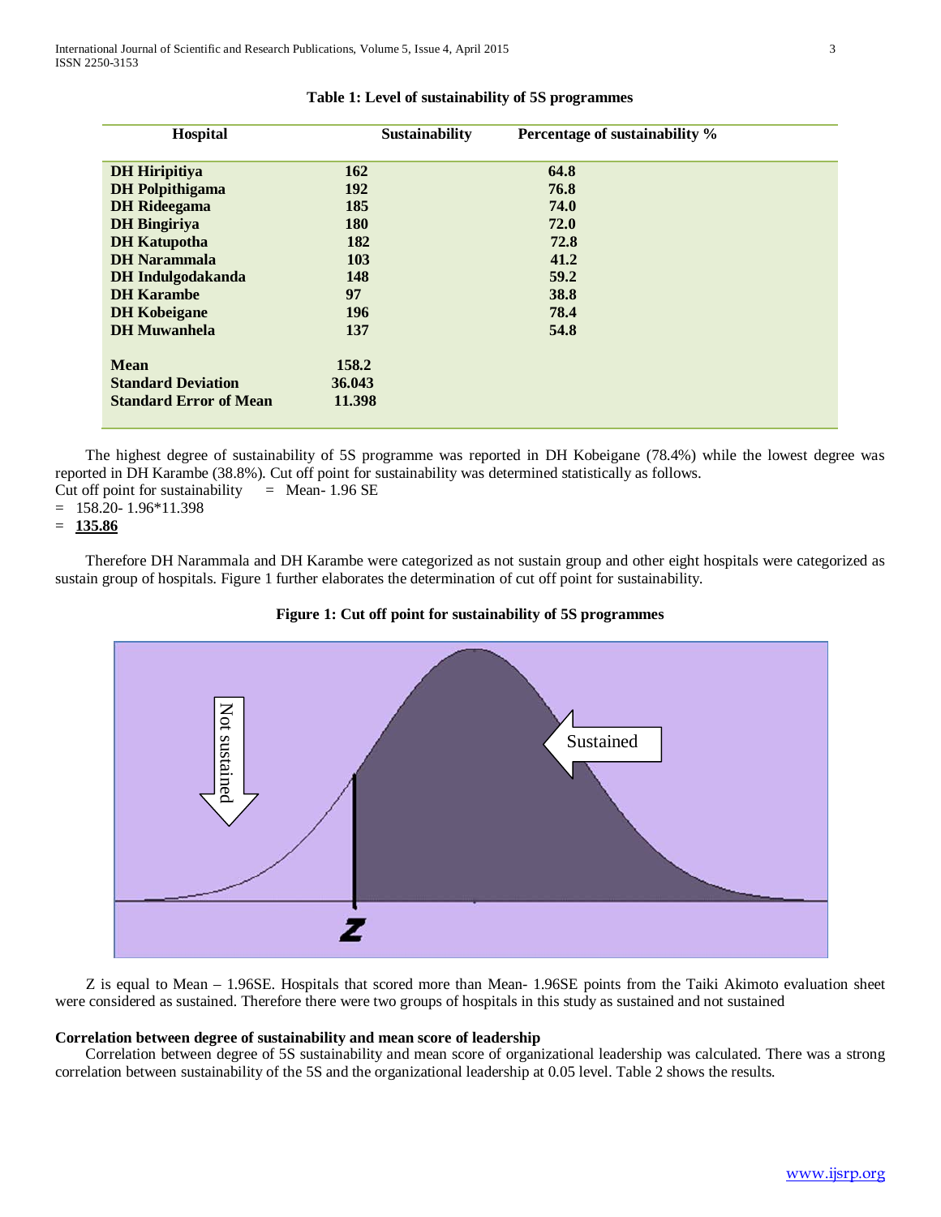**Table 1: Level of sustainability of 5S programmes**

| Hospital | Sustainability | Percentage of sustainability % |
|---|---|---|
| **DH Hiripitiya** | **162** | **64.8** |
| **DH Polpithigama** | **192** | **76.8** |
| **DH Rideegama** | **185** | **74.0** |
| **DH Bingiriya** | **180** | **72.0** |
| **DH Katupotha** | **182** | **72.8** |
| **DH Narammala** | **103** | **41.2** |
| **DH Indulgodakanda** | **148** | **59.2** |
| **DH Karambe** | **97** | **38.8** |
| **DH Kobeigane** | **196** | **78.4** |
| **DH Muwanhela** | **137** | **54.8** |
| **Mean** | **158.2** | |
| **Standard Deviation** | **36.043** | |
| **Standard Error of Mean** | **11.398** | |

The highest degree of sustainability of 5S programme was reported in DH Kobeigane (78.4%) while the lowest degree was reported in DH Karambe (38.8%). Cut off point for sustainability was determined statistically as follows.

Cut off point for sustainability = Mean- 1.96 SE

= 158.20- 1.96*11.398

= **135.86**

Therefore DH Narammala and DH Karambe were categorized as not sustain group and other eight hospitals were categorized as sustain group of hospitals. Figure 1 further elaborates the determination of cut off point for sustainability.

**Figure 1: Cut off point for sustainability of 5S programmes**

Z is equal to Mean – 1.96SE. Hospitals that scored more than Mean- 1.96SE points from the Taiki Akimoto evaluation sheet were considered as sustained. Therefore there were two groups of hospitals in this study as sustained and not sustained

**Correlation between degree of sustainability and mean score of leadership**

Correlation between degree of 5S sustainability and mean score of organizational leadership was calculated. There was a strong correlation between sustainability of the 5S and the organizational leadership at 0.05 level. Table 2 shows the results.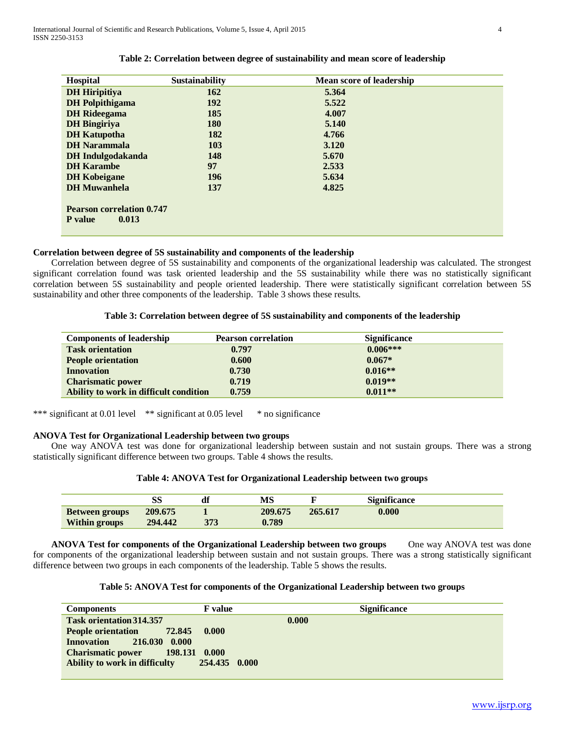**Table 2: Correlation between degree of sustainability and mean score of leadership**

| Hospital | Sustainability | Mean score of leadership |
|---|---|---|
| DH Hiripitiya | 162 | 5.364 |
| DH Polpithigama | 192 | 5.522 |
| DH Rideegama | 185 | 4.007 |
| DH Bingiriya | 180 | 5.140 |
| DH Katupotha | 182 | 4.766 |
| DH Narammala | 103 | 3.120 |
| DH Indulgodakanda | 148 | 5.670 |
| DH Karambe | 97 | 2.533 |
| DH Kobeigane | 196 | 5.634 |
| DH Muwanhela | 137 | 4.825 |
| Pearson correlation 0.747 | | |
| P value 0.013 | | |

### Correlation between degree of 5S sustainability and components of the leadership

Correlation between degree of 5S sustainability and components of the organizational leadership was calculated. The strongest significant correlation found was task oriented leadership and the 5S sustainability while there was no statistically significant correlation between 5S sustainability and people oriented leadership. There were statistically significant correlation between 5S sustainability and other three components of the leadership. Table 3 shows these results.

**Table 3: Correlation between degree of 5S sustainability and components of the leadership**

| Components of leadership | Pearson correlation | Significance |
|---|---|---|
| Task orientation | 0.797 | 0.006*** |
| People orientation | 0.600 | 0.067* |
| Innovation | 0.730 | 0.016** |
| Charismatic power | 0.719 | 0.019** |
| Ability to work in difficult condition | 0.759 | 0.011** |

*** significant at 0.01 level  ** significant at 0.05 level  * no significance

### ANOVA Test for Organizational Leadership between two groups

One way ANOVA test was done for organizational leadership between sustain and not sustain groups. There was a strong statistically significant difference between two groups. Table 4 shows the results.

**Table 4: ANOVA Test for Organizational Leadership between two groups**

| | SS | df | MS | F | Significance |
|---|---|---|---|---|---|
| Between groups | 209.675 | 1 | 209.675 | 265.617 | 0.000 |
| Within groups | 294.442 | 373 | 0.789 | | |

### ANOVA Test for components of the Organizational Leadership between two groups

One way ANOVA test was done for components of the organizational leadership between sustain and not sustain groups. There was a strong statistically significant difference between two groups in each components of the leadership. Table 5 shows the results.

**Table 5: ANOVA Test for components of the Organizational Leadership between two groups**

| Components | F value | Significance |
|---|---|---|
| Task orientation | 314.357 | 0.000 |
| People orientation | 72.845 | 0.000 |
| Innovation | 216.030 | 0.000 |
| Charismatic power | 198.131 | 0.000 |
| Ability to work in difficulty | 254.435 | 0.000 |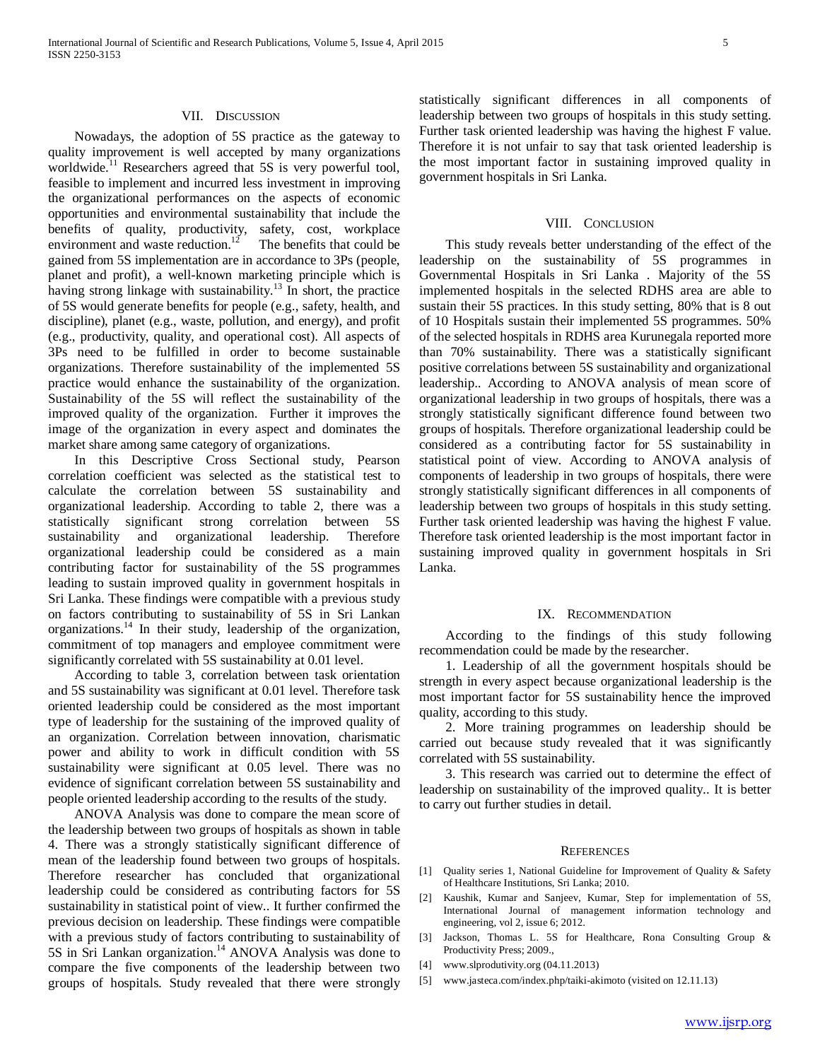## VII. Discussion

Nowadays, the adoption of 5S practice as the gateway to quality improvement is well accepted by many organizations worldwide.[11] Researchers agreed that 5S is very powerful tool, feasible to implement and incurred less investment in improving the organizational performances on the aspects of economic opportunities and environmental sustainability that include the benefits of quality, productivity, safety, cost, workplace environment and waste reduction.[12] The benefits that could be gained from 5S implementation are in accordance to 3Ps (people, planet and profit), a well-known marketing principle which is having strong linkage with sustainability.[13] In short, the practice of 5S would generate benefits for people (e.g., safety, health, and discipline), planet (e.g., waste, pollution, and energy), and profit (e.g., productivity, quality, and operational cost). All aspects of 3Ps need to be fulfilled in order to become sustainable organizations. Therefore sustainability of the implemented 5S practice would enhance the sustainability of the organization. Sustainability of the 5S will reflect the sustainability of the improved quality of the organization. Further it improves the image of the organization in every aspect and dominates the market share among same category of organizations.

In this Descriptive Cross Sectional study, Pearson correlation coefficient was selected as the statistical test to calculate the correlation between 5S sustainability and organizational leadership. According to table 2, there was a statistically significant strong correlation between 5S sustainability and organizational leadership. Therefore organizational leadership could be considered as a main contributing factor for sustainability of the 5S programmes leading to sustain improved quality in government hospitals in Sri Lanka. These findings were compatible with a previous study on factors contributing to sustainability of 5S in Sri Lankan organizations.[14] In their study, leadership of the organization, commitment of top managers and employee commitment were significantly correlated with 5S sustainability at 0.01 level.

According to table 3, correlation between task orientation and 5S sustainability was significant at 0.01 level. Therefore task oriented leadership could be considered as the most important type of leadership for the sustaining of the improved quality of an organization. Correlation between innovation, charismatic power and ability to work in difficult condition with 5S sustainability were significant at 0.05 level. There was no evidence of significant correlation between 5S sustainability and people oriented leadership according to the results of the study.

ANOVA Analysis was done to compare the mean score of the leadership between two groups of hospitals as shown in table 4. There was a strongly statistically significant difference of mean of the leadership found between two groups of hospitals. Therefore researcher has concluded that organizational leadership could be considered as contributing factors for 5S sustainability in statistical point of view.. It further confirmed the previous decision on leadership. These findings were compatible with a previous study of factors contributing to sustainability of 5S in Sri Lankan organization.[14] ANOVA Analysis was done to compare the five components of the leadership between two groups of hospitals. Study revealed that there were strongly statistically significant differences in all components of leadership between two groups of hospitals in this study setting. Further task oriented leadership was having the highest F value. Therefore it is not unfair to say that task oriented leadership is the most important factor in sustaining improved quality in government hospitals in Sri Lanka.

## VIII. Conclusion

This study reveals better understanding of the effect of the leadership on the sustainability of 5S programmes in Governmental Hospitals in Sri Lanka . Majority of the 5S implemented hospitals in the selected RDHS area are able to sustain their 5S practices. In this study setting, 80% that is 8 out of 10 Hospitals sustain their implemented 5S programmes. 50% of the selected hospitals in RDHS area Kurunegala reported more than 70% sustainability. There was a statistically significant positive correlations between 5S sustainability and organizational leadership.. According to ANOVA analysis of mean score of organizational leadership in two groups of hospitals, there was a strongly statistically significant difference found between two groups of hospitals. Therefore organizational leadership could be considered as a contributing factor for 5S sustainability in statistical point of view. According to ANOVA analysis of components of leadership in two groups of hospitals, there were strongly statistically significant differences in all components of leadership between two groups of hospitals in this study setting. Further task oriented leadership was having the highest F value. Therefore task oriented leadership is the most important factor in sustaining improved quality in government hospitals in Sri Lanka.

## IX. Recommendation

According to the findings of this study following recommendation could be made by the researcher.

1. Leadership of all the government hospitals should be strength in every aspect because organizational leadership is the most important factor for 5S sustainability hence the improved quality, according to this study.

2. More training programmes on leadership should be carried out because study revealed that it was significantly correlated with 5S sustainability.

3. This research was carried out to determine the effect of leadership on sustainability of the improved quality.. It is better to carry out further studies in detail.

## References

[1] Quality series 1, National Guideline for Improvement of Quality & Safety of Healthcare Institutions, Sri Lanka; 2010.

[2] Kaushik, Kumar and Sanjeev, Kumar, Step for implementation of 5S, International Journal of management information technology and engineering, vol 2, issue 6; 2012.

[3] Jackson, Thomas L. 5S for Healthcare, Rona Consulting Group & Productivity Press; 2009.,

[4] www.slprodutivity.org (04.11.2013)

[5] www.jasteca.com/index.php/taiki-akimoto (visited on 12.11.13)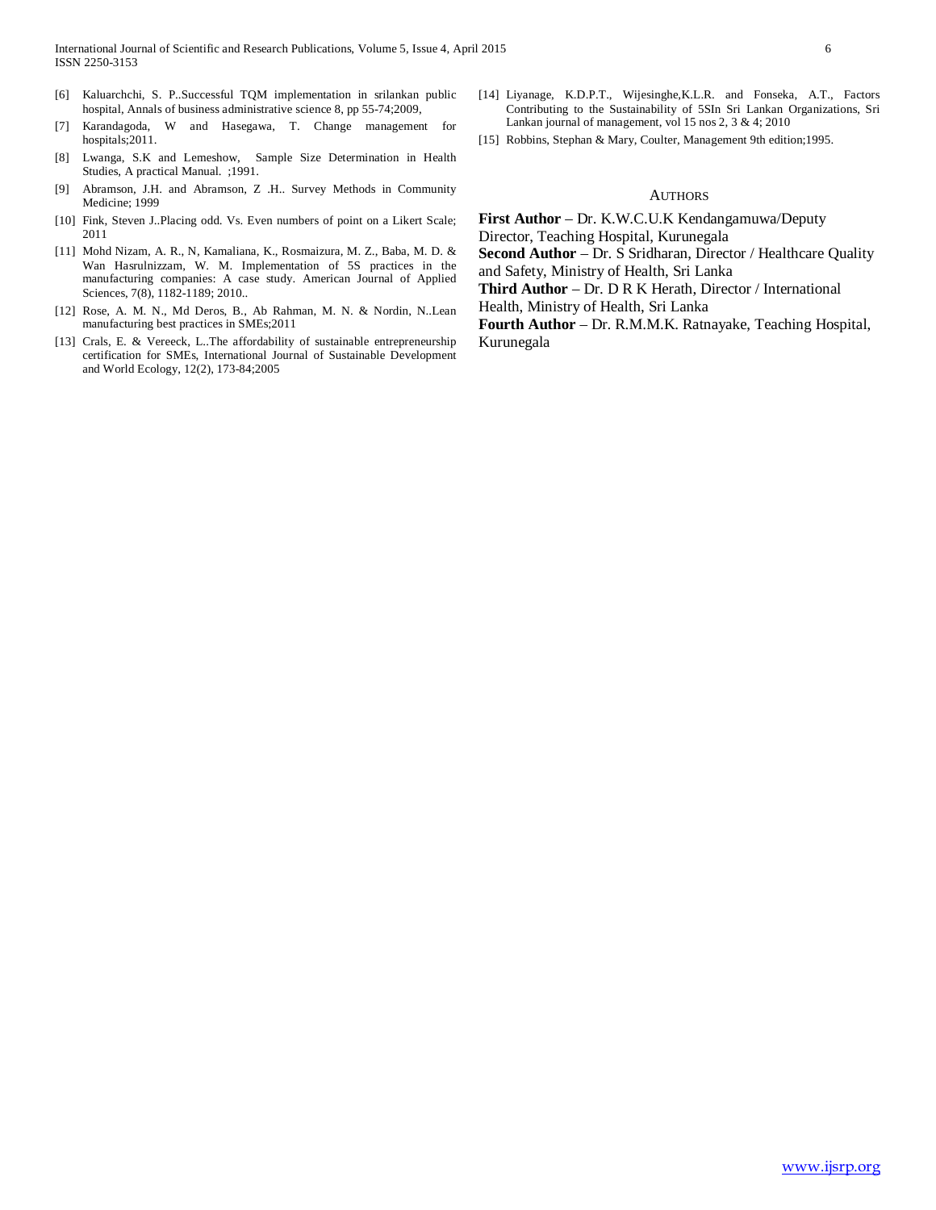[6] Kaluarchchi, S. P..Successful TQM implementation in srilankan public hospital, Annals of business administrative science 8, pp 55-74;2009,

[7] Karandagoda, W and Hasegawa, T. Change management for hospitals;2011.

[8] Lwanga, S.K and Lemeshow, Sample Size Determination in Health Studies, A practical Manual. ;1991.

[9] Abramson, J.H. and Abramson, Z .H.. Survey Methods in Community Medicine; 1999

[10] Fink, Steven J..Placing odd. Vs. Even numbers of point on a Likert Scale; 2011

[11] Mohd Nizam, A. R., N, Kamaliana, K., Rosmaizura, M. Z., Baba, M. D. & Wan Hasrulnizzam, W. M. Implementation of 5S practices in the manufacturing companies: A case study. American Journal of Applied Sciences, 7(8), 1182-1189; 2010..

[12] Rose, A. M. N., Md Deros, B., Ab Rahman, M. N. & Nordin, N..Lean manufacturing best practices in SMEs;2011

[13] Crals, E. & Vereeck, L..The affordability of sustainable entrepreneurship certification for SMEs, International Journal of Sustainable Development and World Ecology, 12(2), 173-84;2005

[14] Liyanage, K.D.P.T., Wijesinghe,K.L.R. and Fonseka, A.T., Factors Contributing to the Sustainability of 5SIn Sri Lankan Organizations, Sri Lankan journal of management, vol 15 nos 2, 3 & 4; 2010

[15] Robbins, Stephan & Mary, Coulter, Management 9th edition;1995.

## AUTHORS

**First Author** – Dr. K.W.C.U.K Kendangamuwa/Deputy Director, Teaching Hospital, Kurunegala

**Second Author** – Dr. S Sridharan, Director / Healthcare Quality and Safety, Ministry of Health, Sri Lanka

**Third Author** – Dr. D R K Herath, Director / International Health, Ministry of Health, Sri Lanka

**Fourth Author** – Dr. R.M.M.K. Ratnayake, Teaching Hospital, Kurunegala